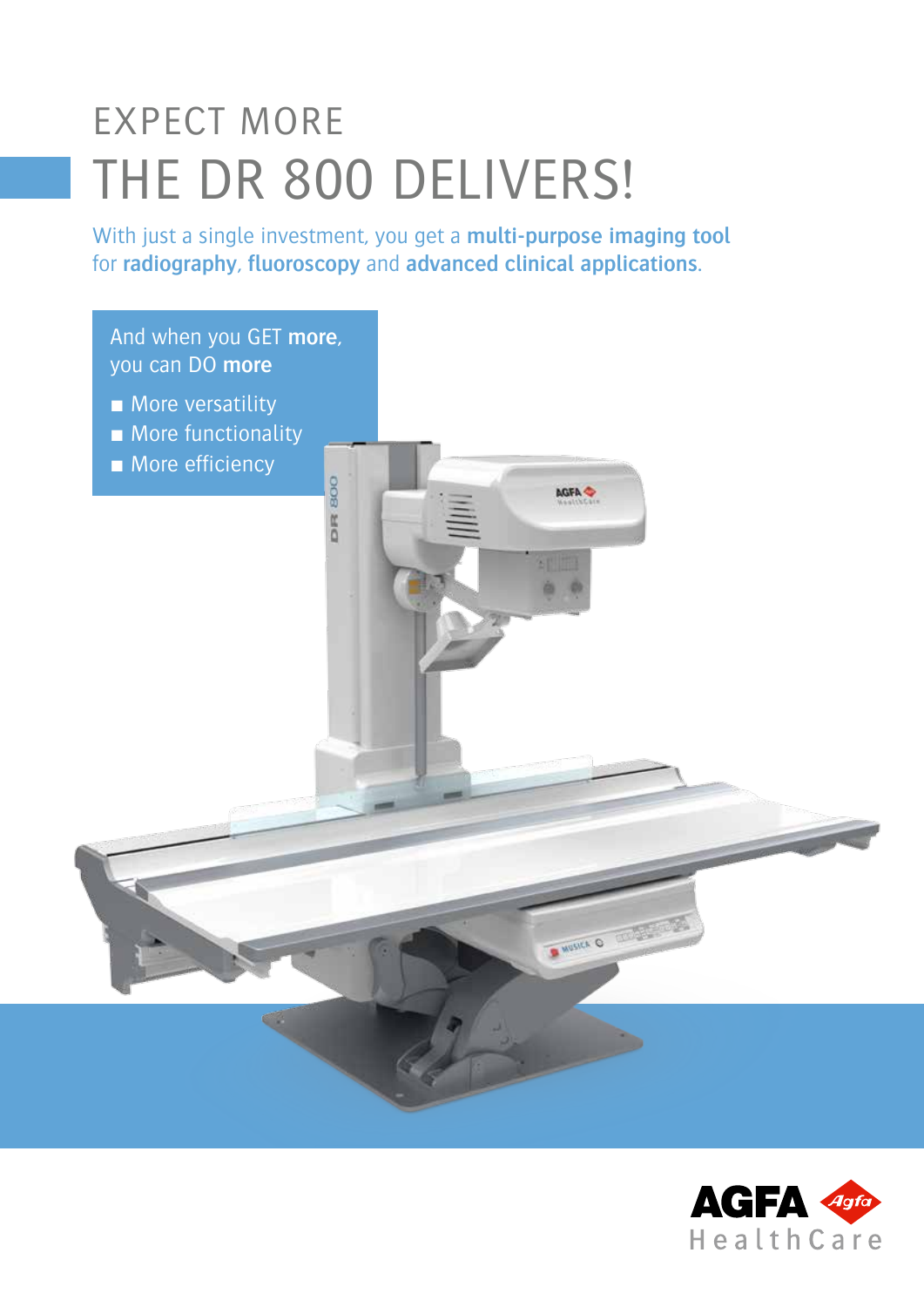# EXPECT MORE
# THE DR 800 DELIVERS!

With just a single investment, you get a **multi-purpose imaging tool** for **radiography**, **fluoroscopy** and **advanced clinical applications**.

And when you GET **more**, you can DO **more**

- More versatility
- More functionality
- More efficiency

AGFA HealthCare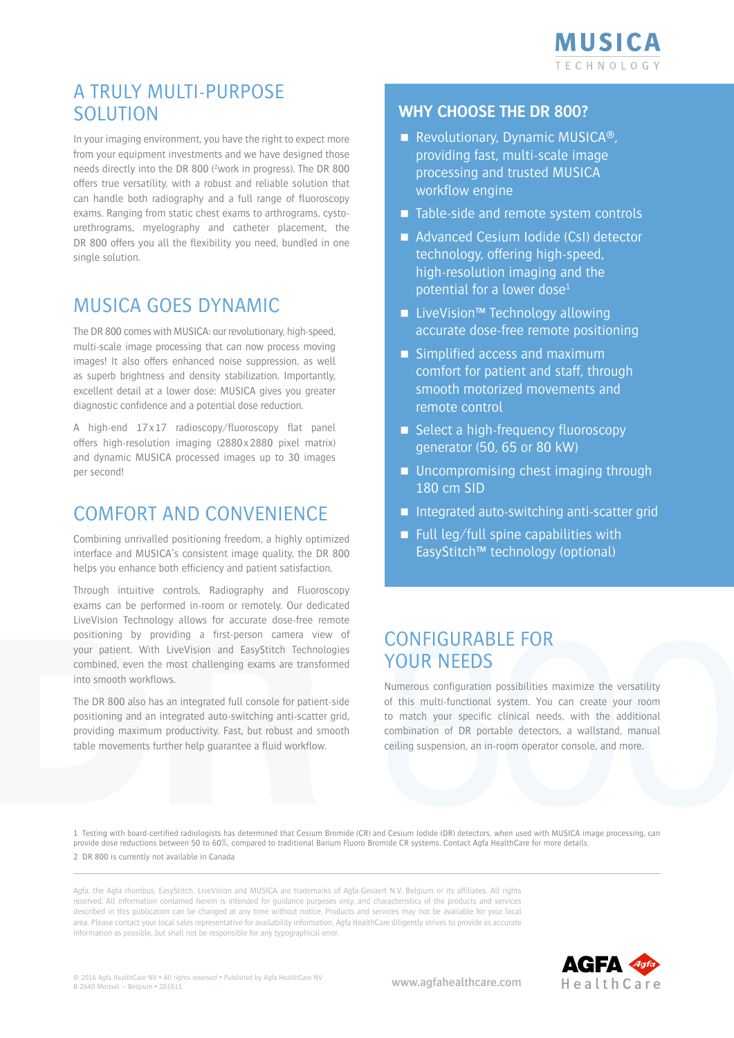## A TRULY MULTI-PURPOSE SOLUTION

In your imaging environment, you have the right to expect more from your equipment investments and we have designed those needs directly into the DR 800 ([2]work in progress). The DR 800 offers true versatility, with a robust and reliable solution that can handle both radiography and a full range of fluoroscopy exams. Ranging from static chest exams to arthrograms, cysto-urethrograms, myelography and catheter placement, the DR 800 offers you all the flexibility you need, bundled in one single solution.

## MUSICA GOES DYNAMIC

The DR 800 comes with MUSICA: our revolutionary, high-speed, multi-scale image processing that can now process moving images! It also offers enhanced noise suppression, as well as superb brightness and density stabilization. Importantly, excellent detail at a lower dose: MUSICA gives you greater diagnostic confidence and a potential dose reduction.

A high-end 17x17 radioscopy/fluoroscopy flat panel offers high-resolution imaging (2880x2880 pixel matrix) and dynamic MUSICA processed images up to 30 images per second!

## COMFORT AND CONVENIENCE

Combining unrivalled positioning freedom, a highly optimized interface and MUSICA's consistent image quality, the DR 800 helps you enhance both efficiency and patient satisfaction.

Through intuitive controls, Radiography and Fluoroscopy exams can be performed in-room or remotely. Our dedicated LiveVision Technology allows for accurate dose-free remote positioning by providing a first-person camera view of your patient. With LiveVision and EasyStitch Technologies combined, even the most challenging exams are transformed into smooth workflows.

The DR 800 also has an integrated full console for patient-side positioning and an integrated auto-switching anti-scatter grid, providing maximum productivity. Fast, but robust and smooth table movements further help guarantee a fluid workflow.

## WHY CHOOSE THE DR 800?

- Revolutionary, Dynamic MUSICA®, providing fast, multi-scale image processing and trusted MUSICA workflow engine
- Table-side and remote system controls
- Advanced Cesium Iodide (CsI) detector technology, offering high-speed, high-resolution imaging and the potential for a lower dose[1]
- LiveVision™ Technology allowing accurate dose-free remote positioning
- Simplified access and maximum comfort for patient and staff, through smooth motorized movements and remote control
- Select a high-frequency fluoroscopy generator (50, 65 or 80 kW)
- Uncompromising chest imaging through 180 cm SID
- Integrated auto-switching anti-scatter grid
- Full leg/full spine capabilities with EasyStitch™ technology (optional)

## CONFIGURABLE FOR YOUR NEEDS

Numerous configuration possibilities maximize the versatility of this multi-functional system. You can create your room to match your specific clinical needs, with the additional combination of DR portable detectors, a wallstand, manual ceiling suspension, an in-room operator console, and more.

1 Testing with board-certified radiologists has determined that Cesium Bromide (CR) and Cesium Iodide (DR) detectors, when used with MUSICA image processing, can provide dose reductions between 50 to 60%, compared to traditional Barium Fluoro Bromide CR systems. Contact Agfa HealthCare for more details.

2 DR 800 is currently not available in Canada

Agfa, the Agfa rhombus, EasyStitch, LiveVision and MUSICA are trademarks of Agfa-Gevaert N.V. Belgium or its affiliates. All rights reserved. All information contained herein is intended for guidance purposes only, and characteristics of the products and services described in this publication can be changed at any time without notice. Products and services may not be available for your local area. Please contact your local sales representative for availability information. Agfa HealthCare diligently strives to provide as accurate information as possible, but shall not be responsible for any typographical error.

© 2016 Agfa HealthCare NV • All rights reserved • Published by Agfa HealthCare NV
B-2640 Mortsel – Belgium • 201611

www.agfahealthcare.com